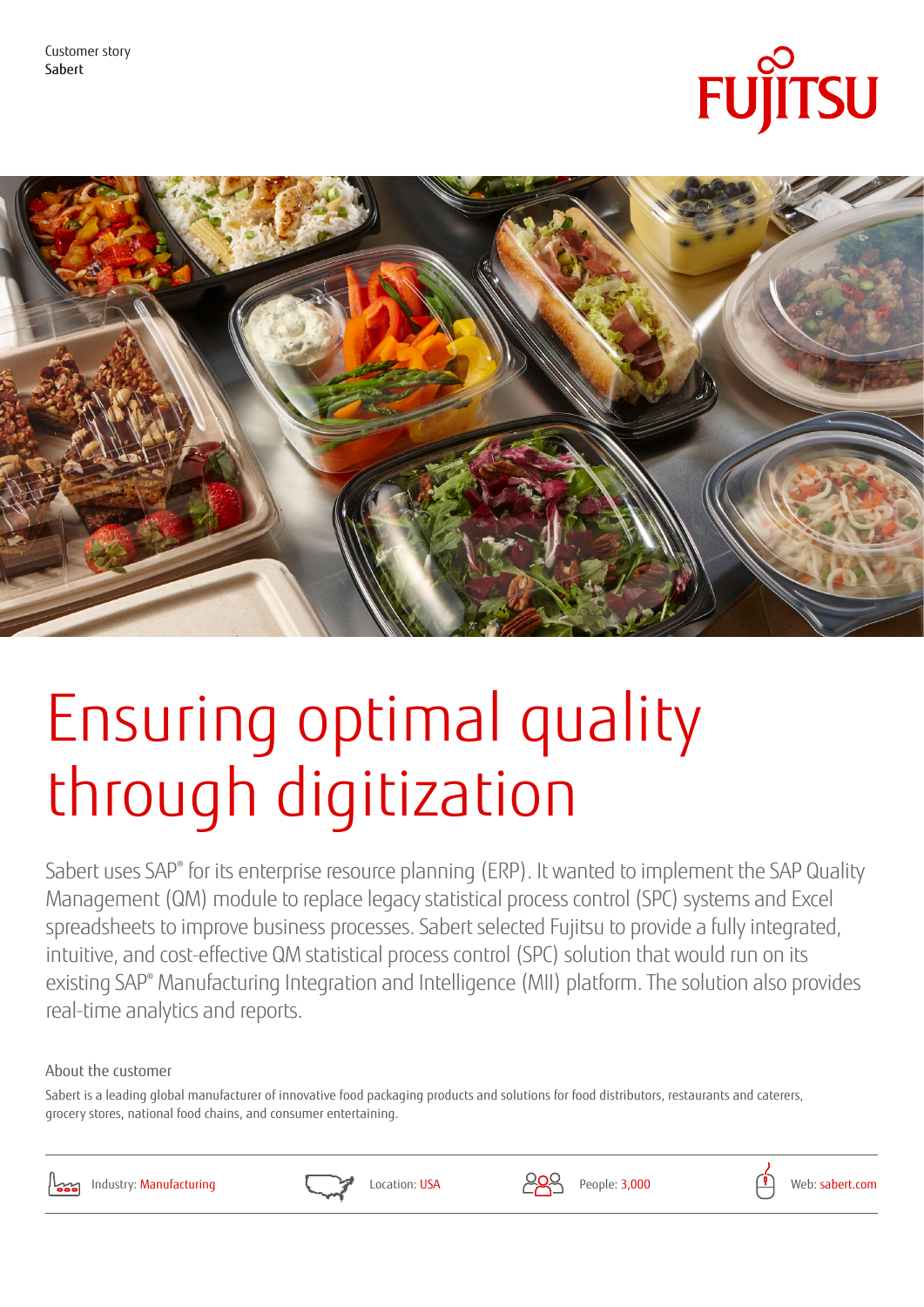Customer story
Sabert

# Ensuring optimal quality through digitization

Sabert uses SAP® for its enterprise resource planning (ERP). It wanted to implement the SAP Quality Management (QM) module to replace legacy statistical process control (SPC) systems and Excel spreadsheets to improve business processes. Sabert selected Fujitsu to provide a fully integrated, intuitive, and cost-effective QM statistical process control (SPC) solution that would run on its existing SAP® Manufacturing Integration and Intelligence (MII) platform. The solution also provides real-time analytics and reports.

## About the customer

Sabert is a leading global manufacturer of innovative food packaging products and solutions for food distributors, restaurants and caterers, grocery stores, national food chains, and consumer entertaining.

Industry: Manufacturing | Location: USA | People: 3,000 | Web: sabert.com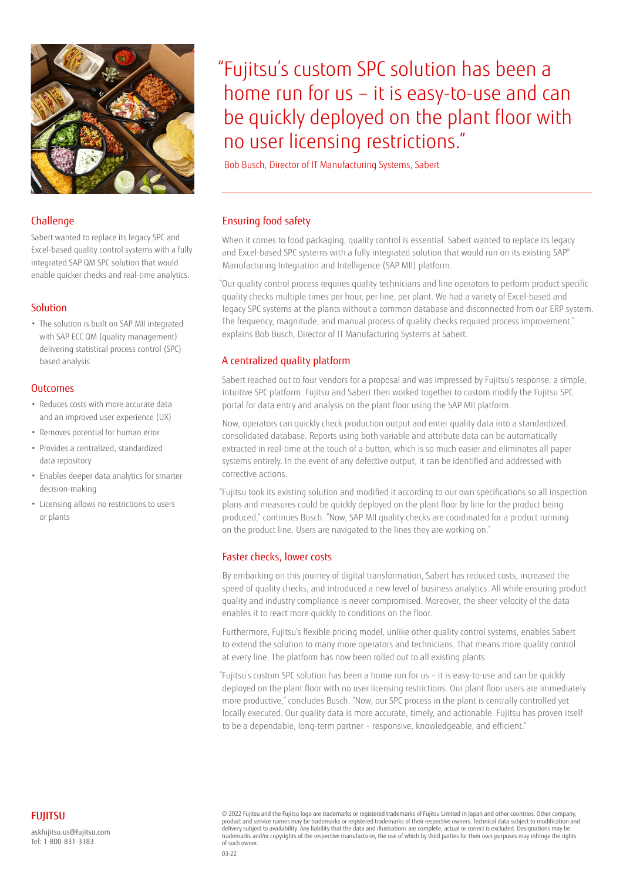> "Fujitsu's custom SPC solution has been a home run for us – it is easy-to-use and can be quickly deployed on the plant floor with no user licensing restrictions."

Bob Busch, Director of IT Manufacturing Systems, Sabert

## Challenge

Sabert wanted to replace its legacy SPC and Excel-based quality control systems with a fully integrated SAP QM SPC solution that would enable quicker checks and real-time analytics.

## Solution

- The solution is built on SAP MII integrated with SAP ECC QM (quality management) delivering statistical process control (SPC) based analysis

## Outcomes

- Reduces costs with more accurate data and an improved user experience (UX)
- Removes potential for human error
- Provides a centralized, standardized data repository
- Enables deeper data analytics for smarter decision-making
- Licensing allows no restrictions to users or plants

## Ensuring food safety

When it comes to food packaging, quality control is essential. Sabert wanted to replace its legacy and Excel-based SPC systems with a fully integrated solution that would run on its existing SAP® Manufacturing Integration and Intelligence (SAP MII) platform.

"Our quality control process requires quality technicians and line operators to perform product specific quality checks multiple times per hour, per line, per plant. We had a variety of Excel-based and legacy SPC systems at the plants without a common database and disconnected from our ERP system. The frequency, magnitude, and manual process of quality checks required process improvement," explains Bob Busch, Director of IT Manufacturing Systems at Sabert.

## A centralized quality platform

Sabert reached out to four vendors for a proposal and was impressed by Fujitsu's response: a simple, intuitive SPC platform. Fujitsu and Sabert then worked together to custom modify the Fujitsu SPC portal for data entry and analysis on the plant floor using the SAP MII platform.

Now, operators can quickly check production output and enter quality data into a standardized, consolidated database. Reports using both variable and attribute data can be automatically extracted in real-time at the touch of a button, which is so much easier and eliminates all paper systems entirely. In the event of any defective output, it can be identified and addressed with corrective actions.

"Fujitsu took its existing solution and modified it according to our own specifications so all inspection plans and measures could be quickly deployed on the plant floor by line for the product being produced," continues Busch. "Now, SAP MII quality checks are coordinated for a product running on the product line. Users are navigated to the lines they are working on."

## Faster checks, lower costs

By embarking on this journey of digital transformation, Sabert has reduced costs, increased the speed of quality checks, and introduced a new level of business analytics. All while ensuring product quality and industry compliance is never compromised. Moreover, the sheer velocity of the data enables it to react more quickly to conditions on the floor.

Furthermore, Fujitsu's flexible pricing model, unlike other quality control systems, enables Sabert to extend the solution to many more operators and technicians. That means more quality control at every line. The platform has now been rolled out to all existing plants.

"Fujitsu's custom SPC solution has been a home run for us – it is easy-to-use and can be quickly deployed on the plant floor with no user licensing restrictions. Our plant floor users are immediately more productive," concludes Busch. "Now, our SPC process in the plant is centrally controlled yet locally executed. Our quality data is more accurate, timely, and actionable. Fujitsu has proven itself to be a dependable, long-term partner – responsive, knowledgeable, and efficient."

**FUJITSU**

askfujitsu.us@fujitsu.com
Tel: 1-800-831-3183

© 2022 Fujitsu and the Fujitsu logo are trademarks or registered trademarks of Fujitsu Limited in Japan and other countries. Other company, product and service names may be trademarks or registered trademarks of their respective owners. Technical data subject to modification and delivery subject to availability. Any liability that the data and illustrations are complete, actual or correct is excluded. Designations may be trademarks and/or copyrights of the respective manufacturer, the use of which by third parties for their own purposes may infringe the rights of such owner.

03-22